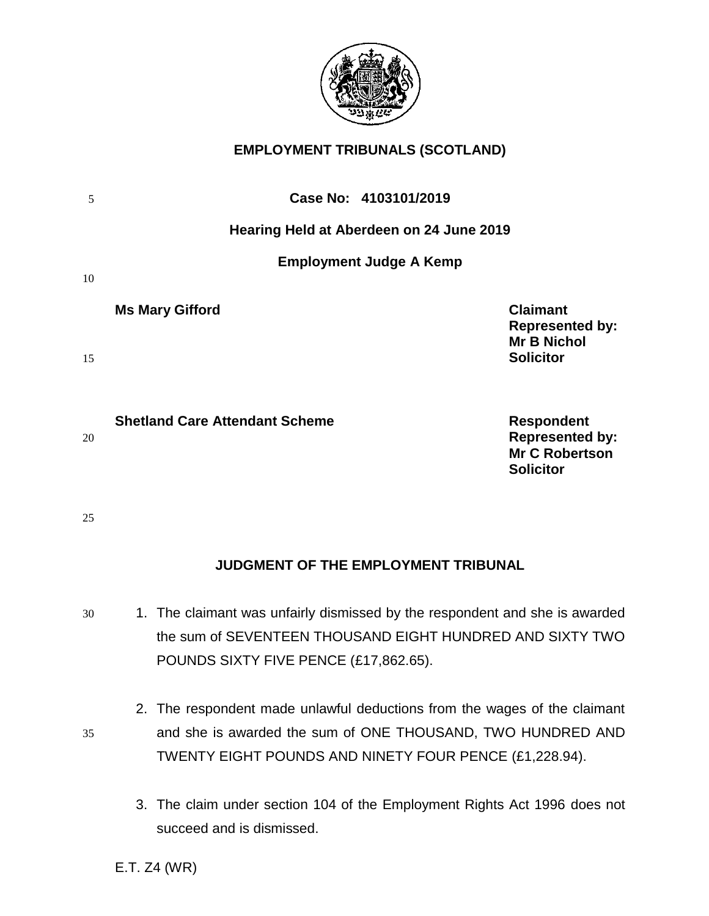**EMPLOYMENT TRIBUNALS (SCOTLAND)**

**Case No: 4103101/2019**

**Hearing Held at Aberdeen on 24 June 2019**

**Employment Judge A Kemp**

| | |
|---|---|
| **Ms Mary Gifford** | **Claimant**<br>**Represented by:**<br>**Mr B Nichol**<br>**Solicitor** |
| **Shetland Care Attendant Scheme** | **Respondent**<br>**Represented by:**<br>**Mr C Robertson**<br>**Solicitor** |

**JUDGMENT OF THE EMPLOYMENT TRIBUNAL**

1. The claimant was unfairly dismissed by the respondent and she is awarded the sum of SEVENTEEN THOUSAND EIGHT HUNDRED AND SIXTY TWO POUNDS SIXTY FIVE PENCE (£17,862.65).

2. The respondent made unlawful deductions from the wages of the claimant and she is awarded the sum of ONE THOUSAND, TWO HUNDRED AND TWENTY EIGHT POUNDS AND NINETY FOUR PENCE (£1,228.94).

3. The claim under section 104 of the Employment Rights Act 1996 does not succeed and is dismissed.

E.T. Z4 (WR)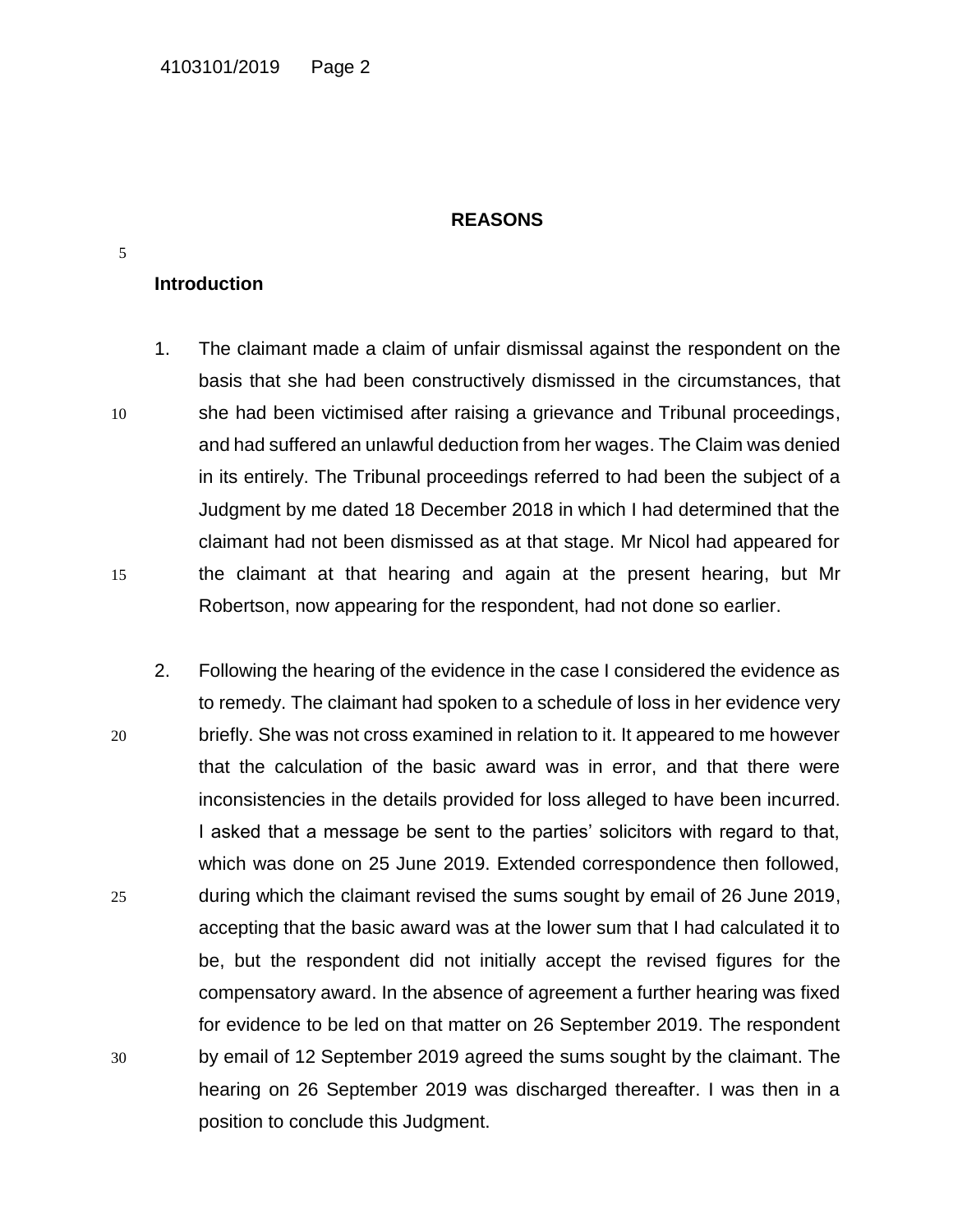## REASONS

### Introduction

1. The claimant made a claim of unfair dismissal against the respondent on the basis that she had been constructively dismissed in the circumstances, that she had been victimised after raising a grievance and Tribunal proceedings, and had suffered an unlawful deduction from her wages. The Claim was denied in its entirely. The Tribunal proceedings referred to had been the subject of a Judgment by me dated 18 December 2018 in which I had determined that the claimant had not been dismissed as at that stage. Mr Nicol had appeared for the claimant at that hearing and again at the present hearing, but Mr Robertson, now appearing for the respondent, had not done so earlier.

2. Following the hearing of the evidence in the case I considered the evidence as to remedy. The claimant had spoken to a schedule of loss in her evidence very briefly. She was not cross examined in relation to it. It appeared to me however that the calculation of the basic award was in error, and that there were inconsistencies in the details provided for loss alleged to have been incurred. I asked that a message be sent to the parties' solicitors with regard to that, which was done on 25 June 2019. Extended correspondence then followed, during which the claimant revised the sums sought by email of 26 June 2019, accepting that the basic award was at the lower sum that I had calculated it to be, but the respondent did not initially accept the revised figures for the compensatory award. In the absence of agreement a further hearing was fixed for evidence to be led on that matter on 26 September 2019. The respondent by email of 12 September 2019 agreed the sums sought by the claimant. The hearing on 26 September 2019 was discharged thereafter. I was then in a position to conclude this Judgment.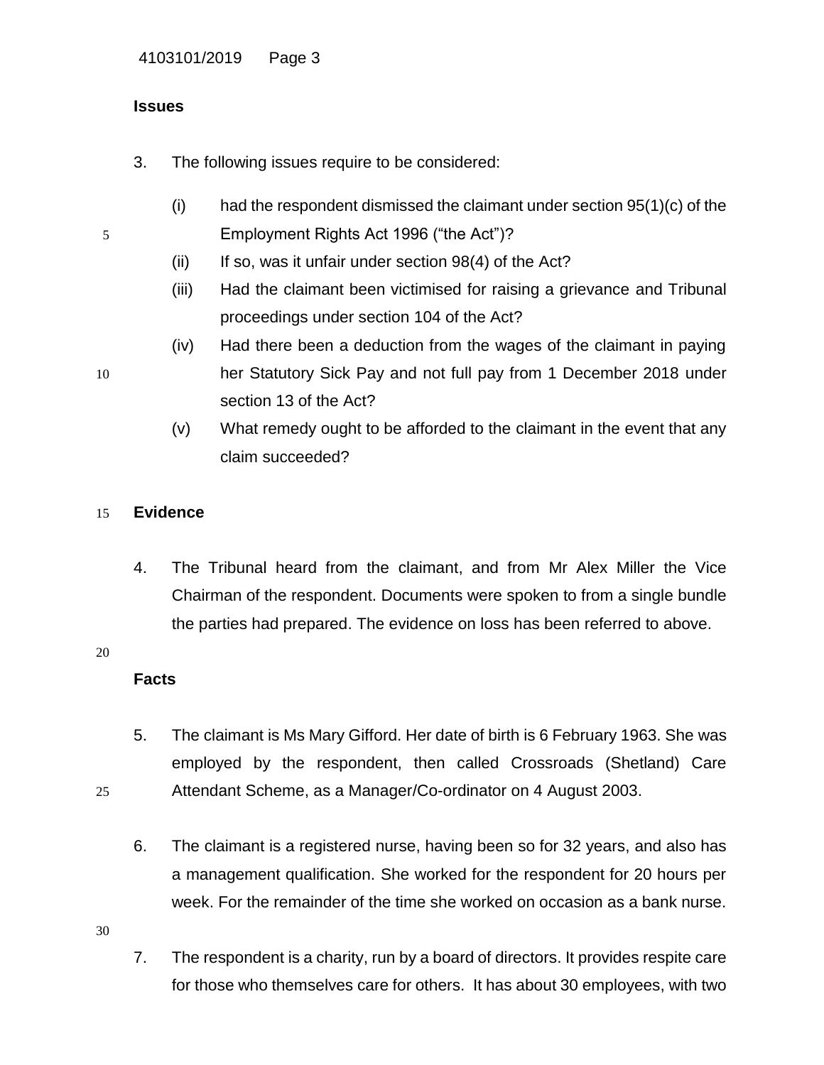## Issues

3. The following issues require to be considered:

   (i) had the respondent dismissed the claimant under section 95(1)(c) of the Employment Rights Act 1996 ("the Act")?

   (ii) If so, was it unfair under section 98(4) of the Act?

   (iii) Had the claimant been victimised for raising a grievance and Tribunal proceedings under section 104 of the Act?

   (iv) Had there been a deduction from the wages of the claimant in paying her Statutory Sick Pay and not full pay from 1 December 2018 under section 13 of the Act?

   (v) What remedy ought to be afforded to the claimant in the event that any claim succeeded?

## Evidence

4. The Tribunal heard from the claimant, and from Mr Alex Miller the Vice Chairman of the respondent. Documents were spoken to from a single bundle the parties had prepared. The evidence on loss has been referred to above.

## Facts

5. The claimant is Ms Mary Gifford. Her date of birth is 6 February 1963. She was employed by the respondent, then called Crossroads (Shetland) Care Attendant Scheme, as a Manager/Co-ordinator on 4 August 2003.

6. The claimant is a registered nurse, having been so for 32 years, and also has a management qualification. She worked for the respondent for 20 hours per week. For the remainder of the time she worked on occasion as a bank nurse.

7. The respondent is a charity, run by a board of directors. It provides respite care for those who themselves care for others. It has about 30 employees, with two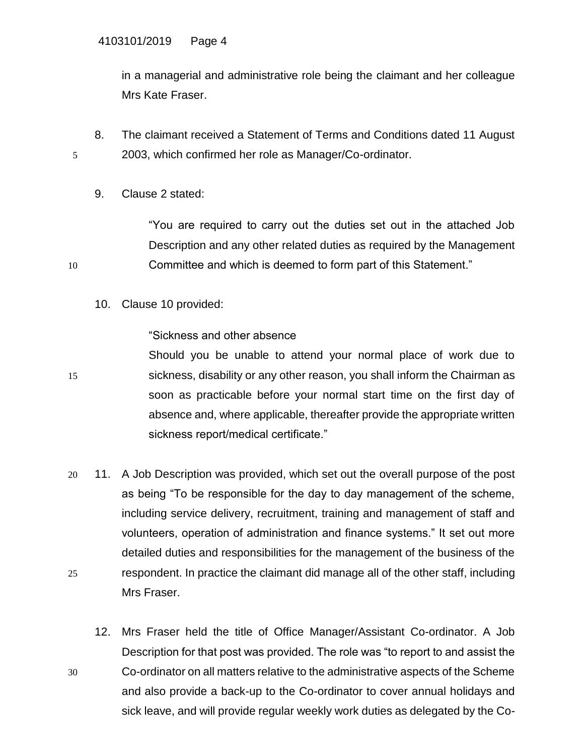in a managerial and administrative role being the claimant and her colleague Mrs Kate Fraser.

8. The claimant received a Statement of Terms and Conditions dated 11 August 2003, which confirmed her role as Manager/Co-ordinator.

9. Clause 2 stated:

   "You are required to carry out the duties set out in the attached Job Description and any other related duties as required by the Management Committee and which is deemed to form part of this Statement."

10. Clause 10 provided:

    "Sickness and other absence
    Should you be unable to attend your normal place of work due to sickness, disability or any other reason, you shall inform the Chairman as soon as practicable before your normal start time on the first day of absence and, where applicable, thereafter provide the appropriate written sickness report/medical certificate."

11. A Job Description was provided, which set out the overall purpose of the post as being "To be responsible for the day to day management of the scheme, including service delivery, recruitment, training and management of staff and volunteers, operation of administration and finance systems." It set out more detailed duties and responsibilities for the management of the business of the respondent. In practice the claimant did manage all of the other staff, including Mrs Fraser.

12. Mrs Fraser held the title of Office Manager/Assistant Co-ordinator. A Job Description for that post was provided. The role was "to report to and assist the Co-ordinator on all matters relative to the administrative aspects of the Scheme and also provide a back-up to the Co-ordinator to cover annual holidays and sick leave, and will provide regular weekly work duties as delegated by the Co-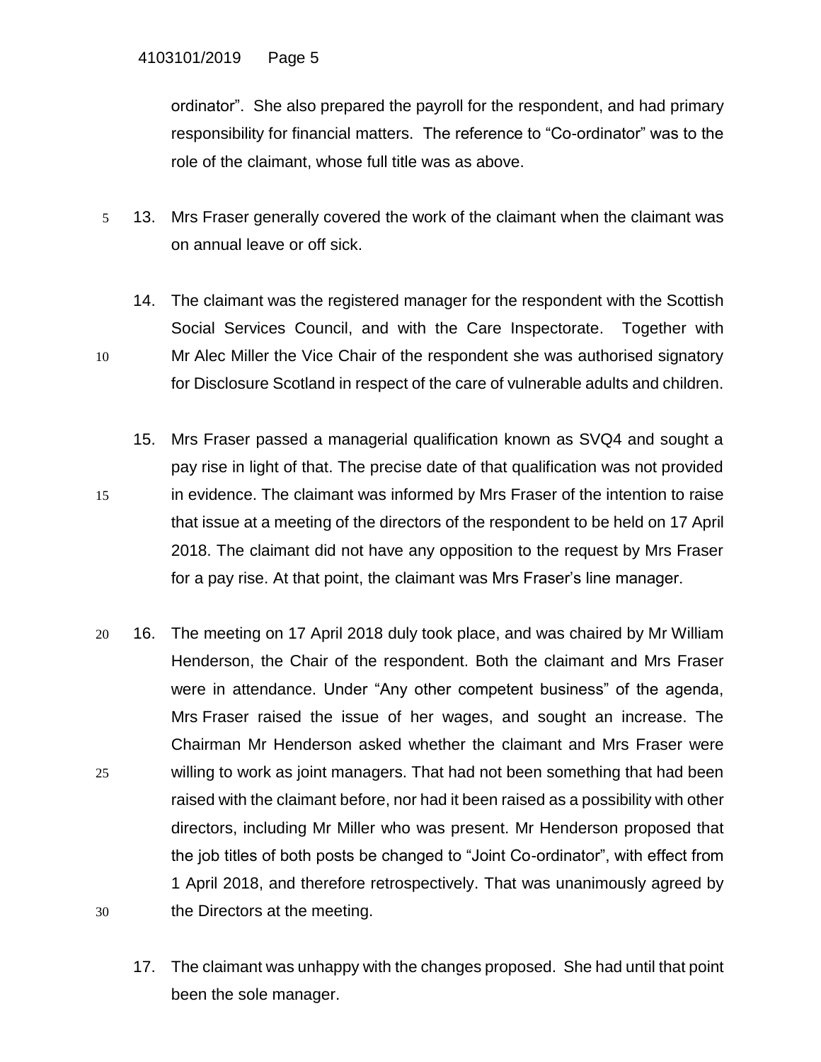ordinator". She also prepared the payroll for the respondent, and had primary responsibility for financial matters. The reference to "Co-ordinator" was to the role of the claimant, whose full title was as above.

13. Mrs Fraser generally covered the work of the claimant when the claimant was on annual leave or off sick.

14. The claimant was the registered manager for the respondent with the Scottish Social Services Council, and with the Care Inspectorate. Together with Mr Alec Miller the Vice Chair of the respondent she was authorised signatory for Disclosure Scotland in respect of the care of vulnerable adults and children.

15. Mrs Fraser passed a managerial qualification known as SVQ4 and sought a pay rise in light of that. The precise date of that qualification was not provided in evidence. The claimant was informed by Mrs Fraser of the intention to raise that issue at a meeting of the directors of the respondent to be held on 17 April 2018. The claimant did not have any opposition to the request by Mrs Fraser for a pay rise. At that point, the claimant was Mrs Fraser's line manager.

16. The meeting on 17 April 2018 duly took place, and was chaired by Mr William Henderson, the Chair of the respondent. Both the claimant and Mrs Fraser were in attendance. Under "Any other competent business" of the agenda, Mrs Fraser raised the issue of her wages, and sought an increase. The Chairman Mr Henderson asked whether the claimant and Mrs Fraser were willing to work as joint managers. That had not been something that had been raised with the claimant before, nor had it been raised as a possibility with other directors, including Mr Miller who was present. Mr Henderson proposed that the job titles of both posts be changed to "Joint Co-ordinator", with effect from 1 April 2018, and therefore retrospectively. That was unanimously agreed by the Directors at the meeting.

17. The claimant was unhappy with the changes proposed. She had until that point been the sole manager.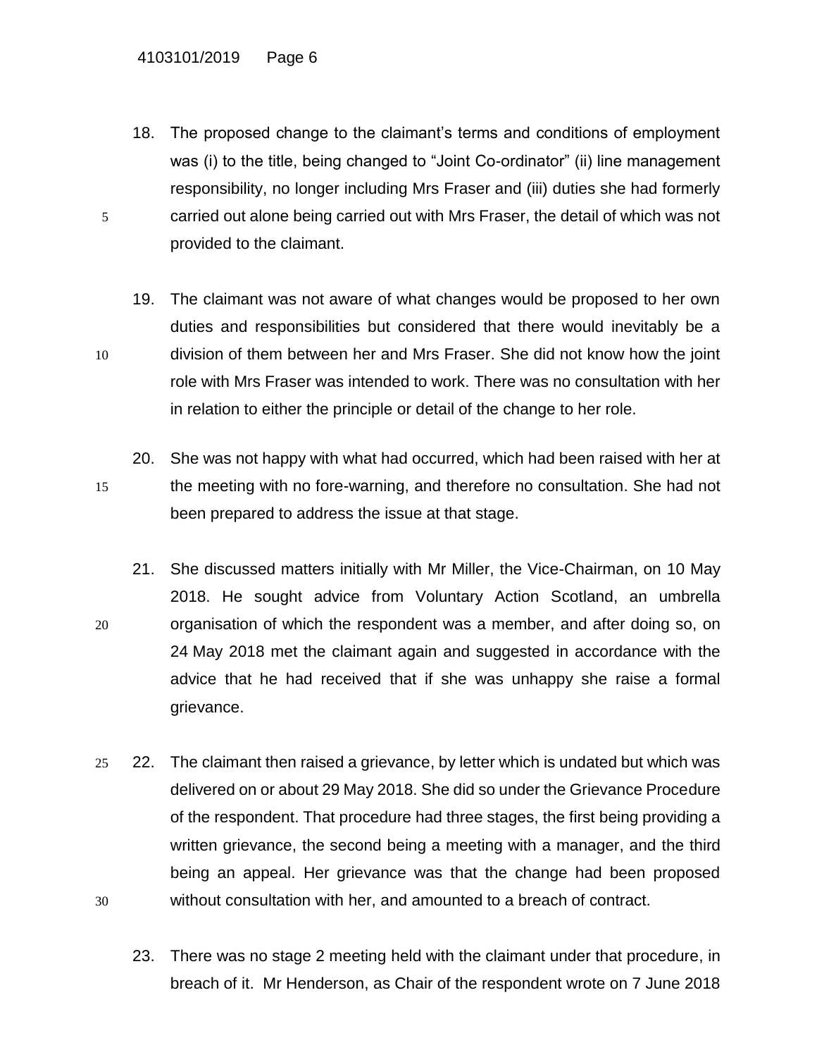18. The proposed change to the claimant's terms and conditions of employment was (i) to the title, being changed to "Joint Co-ordinator" (ii) line management responsibility, no longer including Mrs Fraser and (iii) duties she had formerly carried out alone being carried out with Mrs Fraser, the detail of which was not provided to the claimant.

19. The claimant was not aware of what changes would be proposed to her own duties and responsibilities but considered that there would inevitably be a division of them between her and Mrs Fraser. She did not know how the joint role with Mrs Fraser was intended to work. There was no consultation with her in relation to either the principle or detail of the change to her role.

20. She was not happy with what had occurred, which had been raised with her at the meeting with no fore-warning, and therefore no consultation. She had not been prepared to address the issue at that stage.

21. She discussed matters initially with Mr Miller, the Vice-Chairman, on 10 May 2018. He sought advice from Voluntary Action Scotland, an umbrella organisation of which the respondent was a member, and after doing so, on 24 May 2018 met the claimant again and suggested in accordance with the advice that he had received that if she was unhappy she raise a formal grievance.

22. The claimant then raised a grievance, by letter which is undated but which was delivered on or about 29 May 2018. She did so under the Grievance Procedure of the respondent. That procedure had three stages, the first being providing a written grievance, the second being a meeting with a manager, and the third being an appeal. Her grievance was that the change had been proposed without consultation with her, and amounted to a breach of contract.

23. There was no stage 2 meeting held with the claimant under that procedure, in breach of it. Mr Henderson, as Chair of the respondent wrote on 7 June 2018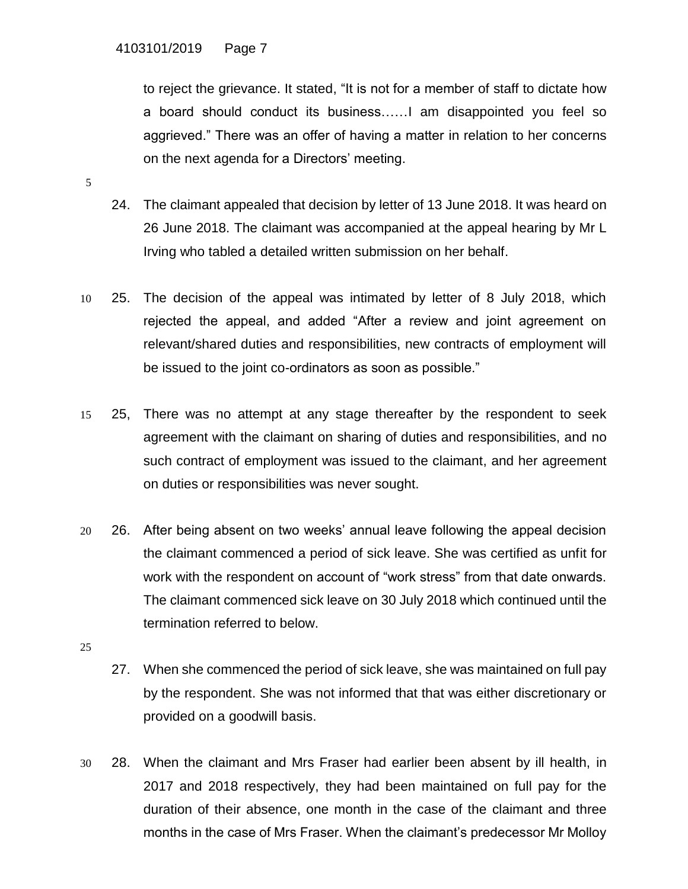to reject the grievance. It stated, "It is not for a member of staff to dictate how a board should conduct its business……I am disappointed you feel so aggrieved." There was an offer of having a matter in relation to her concerns on the next agenda for a Directors' meeting.

24. The claimant appealed that decision by letter of 13 June 2018. It was heard on 26 June 2018. The claimant was accompanied at the appeal hearing by Mr L Irving who tabled a detailed written submission on her behalf.

25. The decision of the appeal was intimated by letter of 8 July 2018, which rejected the appeal, and added "After a review and joint agreement on relevant/shared duties and responsibilities, new contracts of employment will be issued to the joint co-ordinators as soon as possible."

25, There was no attempt at any stage thereafter by the respondent to seek agreement with the claimant on sharing of duties and responsibilities, and no such contract of employment was issued to the claimant, and her agreement on duties or responsibilities was never sought.

26. After being absent on two weeks' annual leave following the appeal decision the claimant commenced a period of sick leave. She was certified as unfit for work with the respondent on account of "work stress" from that date onwards. The claimant commenced sick leave on 30 July 2018 which continued until the termination referred to below.

27. When she commenced the period of sick leave, she was maintained on full pay by the respondent. She was not informed that that was either discretionary or provided on a goodwill basis.

28. When the claimant and Mrs Fraser had earlier been absent by ill health, in 2017 and 2018 respectively, they had been maintained on full pay for the duration of their absence, one month in the case of the claimant and three months in the case of Mrs Fraser. When the claimant's predecessor Mr Molloy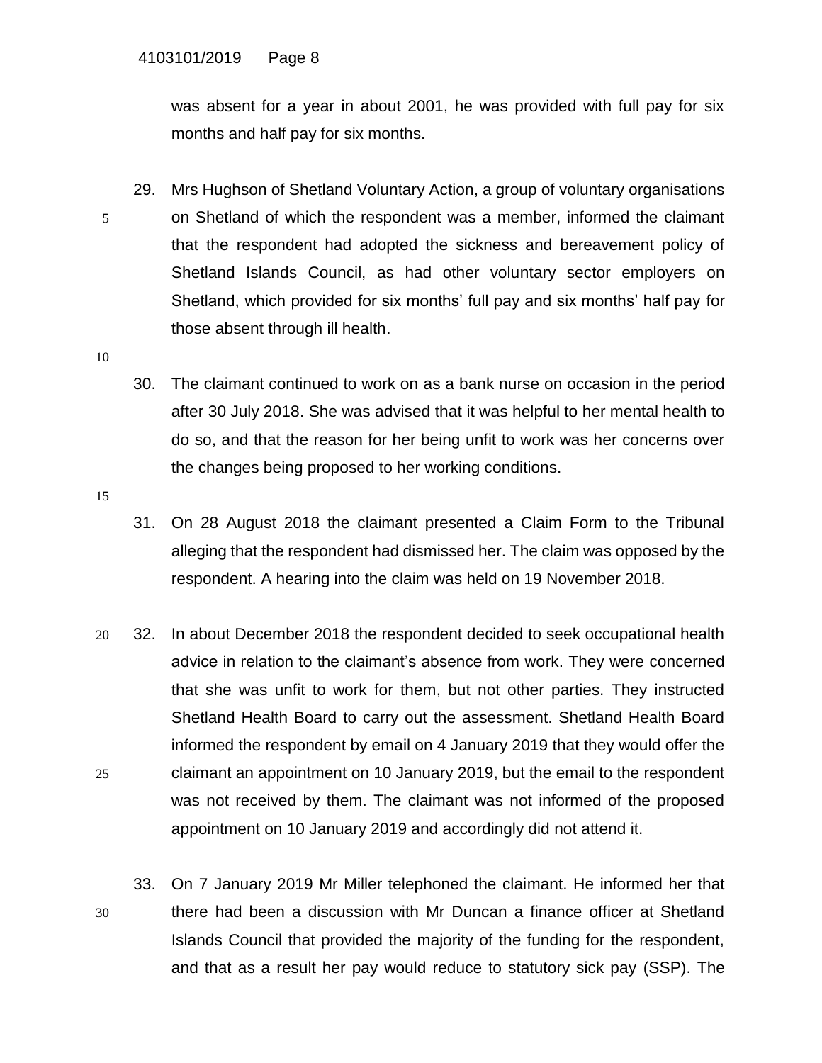was absent for a year in about 2001, he was provided with full pay for six months and half pay for six months.

29. Mrs Hughson of Shetland Voluntary Action, a group of voluntary organisations on Shetland of which the respondent was a member, informed the claimant that the respondent had adopted the sickness and bereavement policy of Shetland Islands Council, as had other voluntary sector employers on Shetland, which provided for six months' full pay and six months' half pay for those absent through ill health.

30. The claimant continued to work on as a bank nurse on occasion in the period after 30 July 2018. She was advised that it was helpful to her mental health to do so, and that the reason for her being unfit to work was her concerns over the changes being proposed to her working conditions.

31. On 28 August 2018 the claimant presented a Claim Form to the Tribunal alleging that the respondent had dismissed her. The claim was opposed by the respondent. A hearing into the claim was held on 19 November 2018.

32. In about December 2018 the respondent decided to seek occupational health advice in relation to the claimant's absence from work. They were concerned that she was unfit to work for them, but not other parties. They instructed Shetland Health Board to carry out the assessment. Shetland Health Board informed the respondent by email on 4 January 2019 that they would offer the claimant an appointment on 10 January 2019, but the email to the respondent was not received by them. The claimant was not informed of the proposed appointment on 10 January 2019 and accordingly did not attend it.

33. On 7 January 2019 Mr Miller telephoned the claimant. He informed her that there had been a discussion with Mr Duncan a finance officer at Shetland Islands Council that provided the majority of the funding for the respondent, and that as a result her pay would reduce to statutory sick pay (SSP). The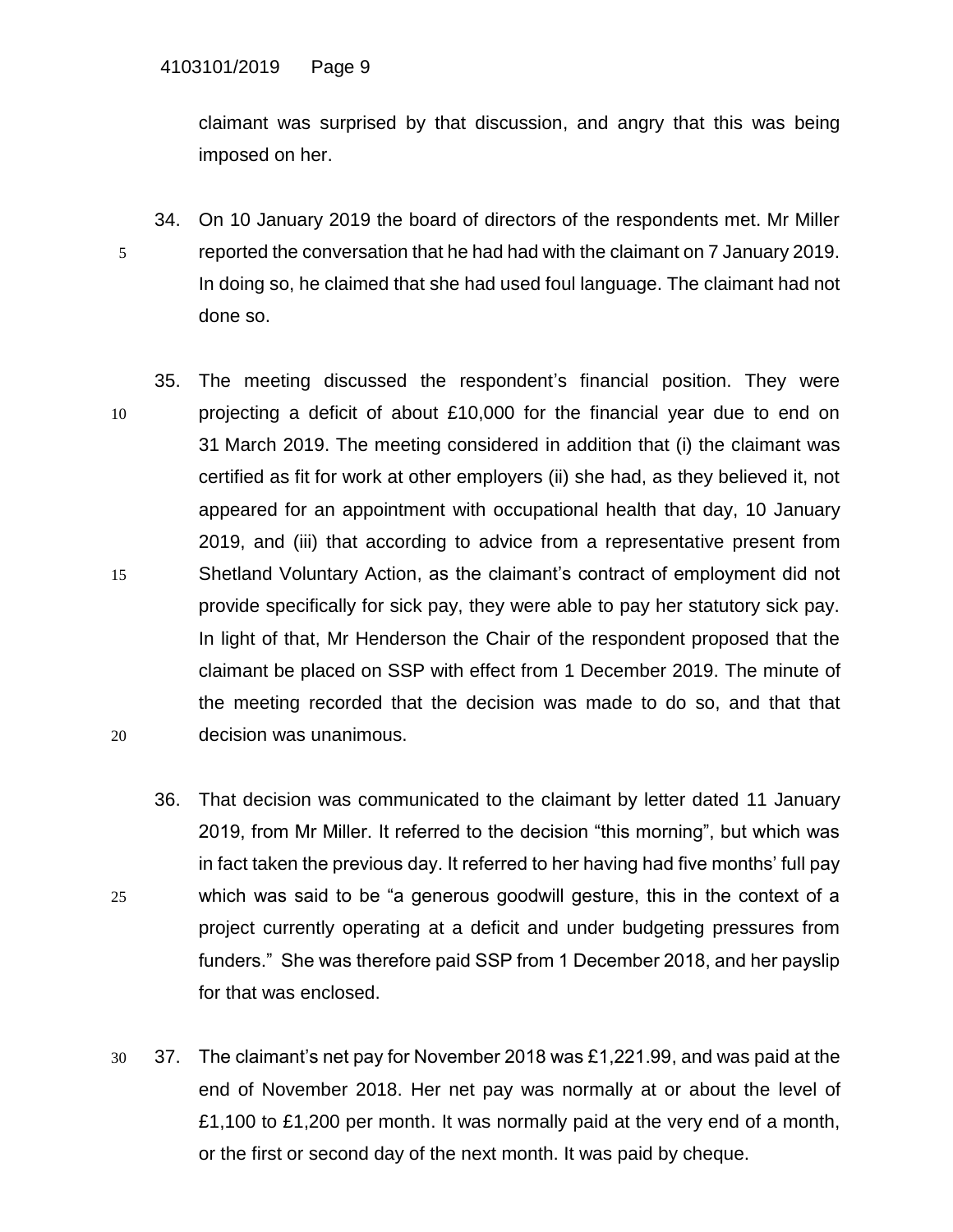claimant was surprised by that discussion, and angry that this was being imposed on her.

34. On 10 January 2019 the board of directors of the respondents met. Mr Miller reported the conversation that he had had with the claimant on 7 January 2019. In doing so, he claimed that she had used foul language. The claimant had not done so.

35. The meeting discussed the respondent's financial position. They were projecting a deficit of about £10,000 for the financial year due to end on 31 March 2019. The meeting considered in addition that (i) the claimant was certified as fit for work at other employers (ii) she had, as they believed it, not appeared for an appointment with occupational health that day, 10 January 2019, and (iii) that according to advice from a representative present from Shetland Voluntary Action, as the claimant's contract of employment did not provide specifically for sick pay, they were able to pay her statutory sick pay. In light of that, Mr Henderson the Chair of the respondent proposed that the claimant be placed on SSP with effect from 1 December 2019. The minute of the meeting recorded that the decision was made to do so, and that that decision was unanimous.

36. That decision was communicated to the claimant by letter dated 11 January 2019, from Mr Miller. It referred to the decision "this morning", but which was in fact taken the previous day. It referred to her having had five months' full pay which was said to be "a generous goodwill gesture, this in the context of a project currently operating at a deficit and under budgeting pressures from funders." She was therefore paid SSP from 1 December 2018, and her payslip for that was enclosed.

37. The claimant's net pay for November 2018 was £1,221.99, and was paid at the end of November 2018. Her net pay was normally at or about the level of £1,100 to £1,200 per month. It was normally paid at the very end of a month, or the first or second day of the next month. It was paid by cheque.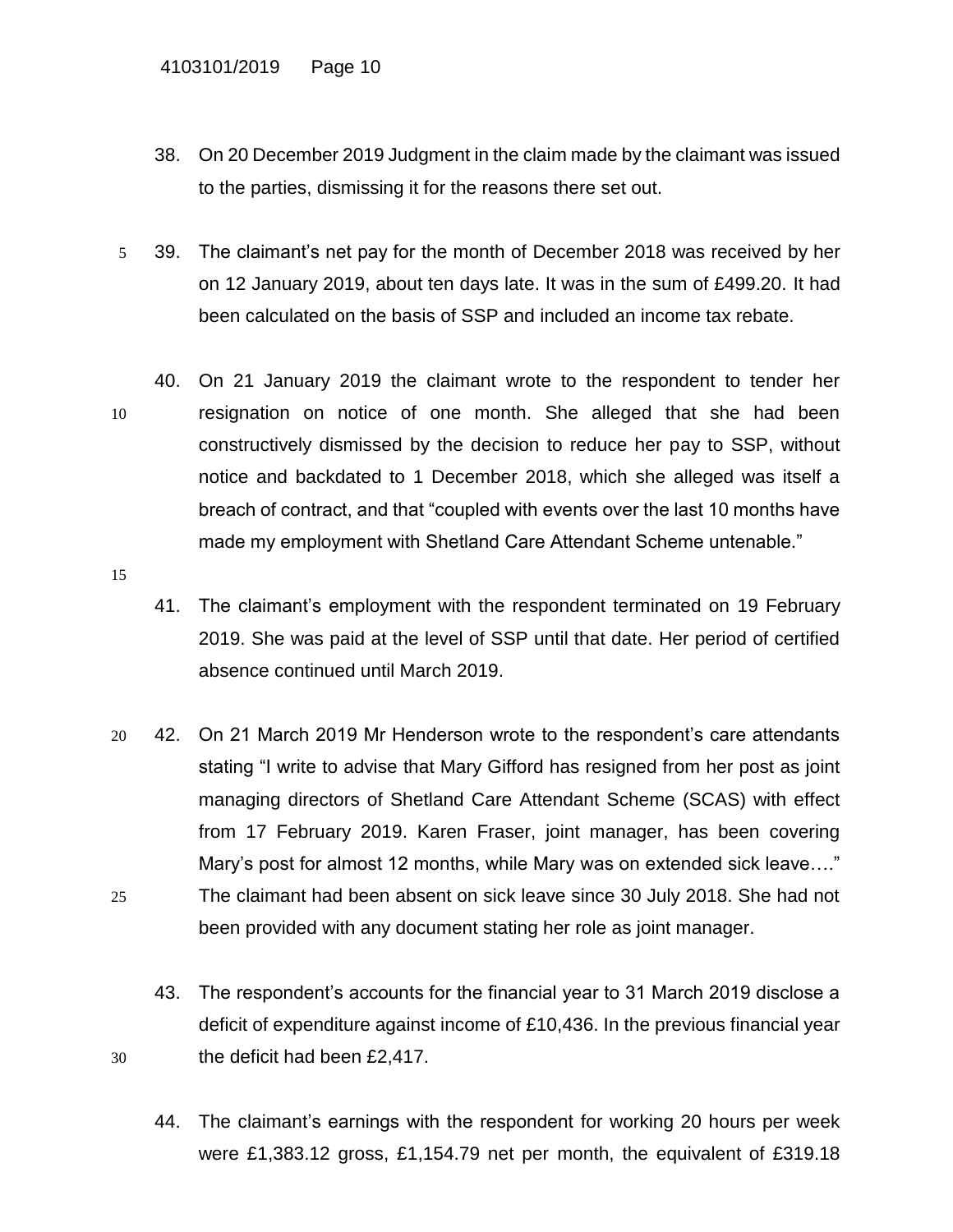38. On 20 December 2019 Judgment in the claim made by the claimant was issued to the parties, dismissing it for the reasons there set out.

39. The claimant's net pay for the month of December 2018 was received by her on 12 January 2019, about ten days late. It was in the sum of £499.20. It had been calculated on the basis of SSP and included an income tax rebate.

40. On 21 January 2019 the claimant wrote to the respondent to tender her resignation on notice of one month. She alleged that she had been constructively dismissed by the decision to reduce her pay to SSP, without notice and backdated to 1 December 2018, which she alleged was itself a breach of contract, and that "coupled with events over the last 10 months have made my employment with Shetland Care Attendant Scheme untenable."

41. The claimant's employment with the respondent terminated on 19 February 2019. She was paid at the level of SSP until that date. Her period of certified absence continued until March 2019.

42. On 21 March 2019 Mr Henderson wrote to the respondent's care attendants stating "I write to advise that Mary Gifford has resigned from her post as joint managing directors of Shetland Care Attendant Scheme (SCAS) with effect from 17 February 2019. Karen Fraser, joint manager, has been covering Mary's post for almost 12 months, while Mary was on extended sick leave…." The claimant had been absent on sick leave since 30 July 2018. She had not been provided with any document stating her role as joint manager.

43. The respondent's accounts for the financial year to 31 March 2019 disclose a deficit of expenditure against income of £10,436. In the previous financial year the deficit had been £2,417.

44. The claimant's earnings with the respondent for working 20 hours per week were £1,383.12 gross, £1,154.79 net per month, the equivalent of £319.18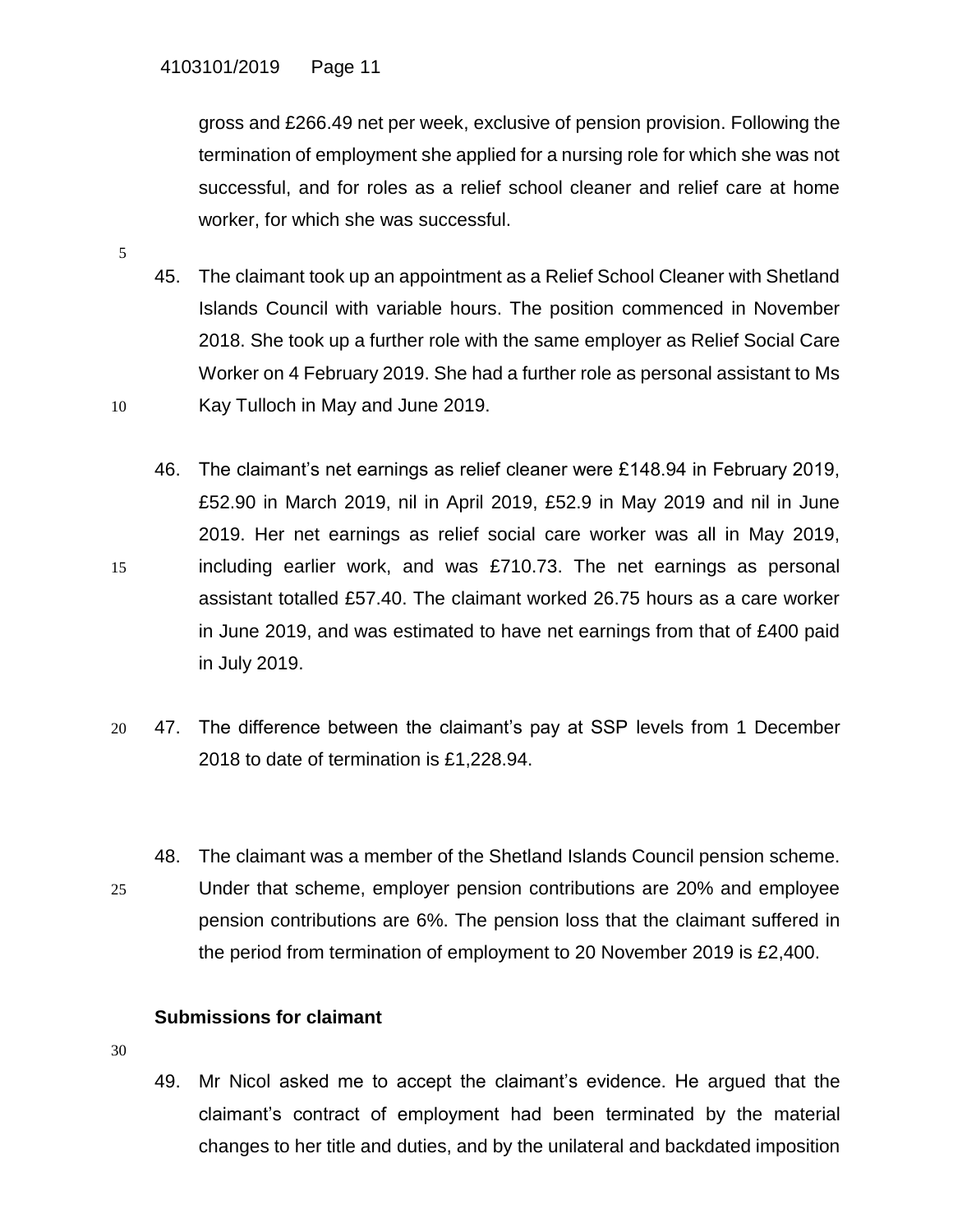gross and £266.49 net per week, exclusive of pension provision. Following the termination of employment she applied for a nursing role for which she was not successful, and for roles as a relief school cleaner and relief care at home worker, for which she was successful.

45. The claimant took up an appointment as a Relief School Cleaner with Shetland Islands Council with variable hours. The position commenced in November 2018. She took up a further role with the same employer as Relief Social Care Worker on 4 February 2019. She had a further role as personal assistant to Ms Kay Tulloch in May and June 2019.

46. The claimant's net earnings as relief cleaner were £148.94 in February 2019, £52.90 in March 2019, nil in April 2019, £52.9 in May 2019 and nil in June 2019. Her net earnings as relief social care worker was all in May 2019, including earlier work, and was £710.73. The net earnings as personal assistant totalled £57.40. The claimant worked 26.75 hours as a care worker in June 2019, and was estimated to have net earnings from that of £400 paid in July 2019.

47. The difference between the claimant's pay at SSP levels from 1 December 2018 to date of termination is £1,228.94.

48. The claimant was a member of the Shetland Islands Council pension scheme. Under that scheme, employer pension contributions are 20% and employee pension contributions are 6%. The pension loss that the claimant suffered in the period from termination of employment to 20 November 2019 is £2,400.

**Submissions for claimant**

49. Mr Nicol asked me to accept the claimant's evidence. He argued that the claimant's contract of employment had been terminated by the material changes to her title and duties, and by the unilateral and backdated imposition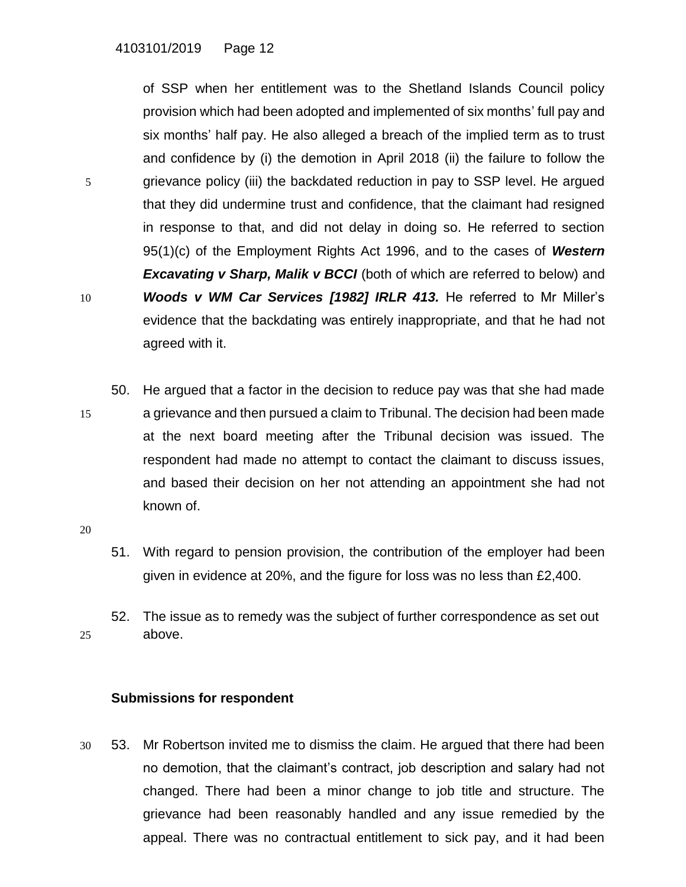of SSP when her entitlement was to the Shetland Islands Council policy provision which had been adopted and implemented of six months' full pay and six months' half pay. He also alleged a breach of the implied term as to trust and confidence by (i) the demotion in April 2018 (ii) the failure to follow the grievance policy (iii) the backdated reduction in pay to SSP level. He argued that they did undermine trust and confidence, that the claimant had resigned in response to that, and did not delay in doing so. He referred to section 95(1)(c) of the Employment Rights Act 1996, and to the cases of ***Western Excavating v Sharp, Malik v BCCI*** (both of which are referred to below) and ***Woods v WM Car Services [1982] IRLR 413.*** He referred to Mr Miller's evidence that the backdating was entirely inappropriate, and that he had not agreed with it.

50. He argued that a factor in the decision to reduce pay was that she had made a grievance and then pursued a claim to Tribunal. The decision had been made at the next board meeting after the Tribunal decision was issued. The respondent had made no attempt to contact the claimant to discuss issues, and based their decision on her not attending an appointment she had not known of.

51. With regard to pension provision, the contribution of the employer had been given in evidence at 20%, and the figure for loss was no less than £2,400.

52. The issue as to remedy was the subject of further correspondence as set out above.

### Submissions for respondent

53. Mr Robertson invited me to dismiss the claim. He argued that there had been no demotion, that the claimant's contract, job description and salary had not changed. There had been a minor change to job title and structure. The grievance had been reasonably handled and any issue remedied by the appeal. There was no contractual entitlement to sick pay, and it had been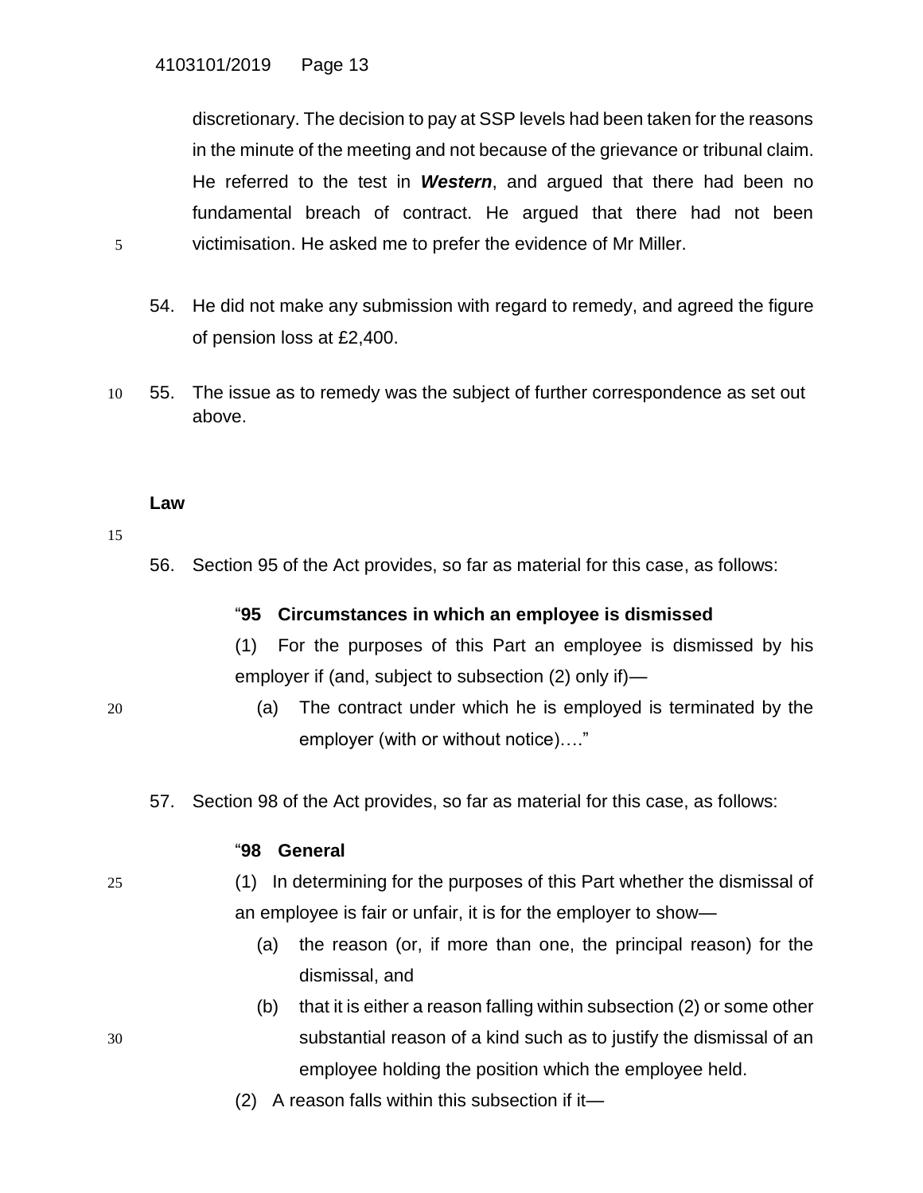discretionary. The decision to pay at SSP levels had been taken for the reasons in the minute of the meeting and not because of the grievance or tribunal claim. He referred to the test in ***Western***, and argued that there had been no fundamental breach of contract. He argued that there had not been victimisation. He asked me to prefer the evidence of Mr Miller.

54. He did not make any submission with regard to remedy, and agreed the figure of pension loss at £2,400.

55. The issue as to remedy was the subject of further correspondence as set out above.

**Law**

56. Section 95 of the Act provides, so far as material for this case, as follows:

> "**95 Circumstances in which an employee is dismissed**
>
> (1) For the purposes of this Part an employee is dismissed by his employer if (and, subject to subsection (2) only if)—
>
> (a) The contract under which he is employed is terminated by the employer (with or without notice)…."

57. Section 98 of the Act provides, so far as material for this case, as follows:

> "**98 General**
>
> (1) In determining for the purposes of this Part whether the dismissal of an employee is fair or unfair, it is for the employer to show—
>
> (a) the reason (or, if more than one, the principal reason) for the dismissal, and
>
> (b) that it is either a reason falling within subsection (2) or some other substantial reason of a kind such as to justify the dismissal of an employee holding the position which the employee held.
>
> (2) A reason falls within this subsection if it—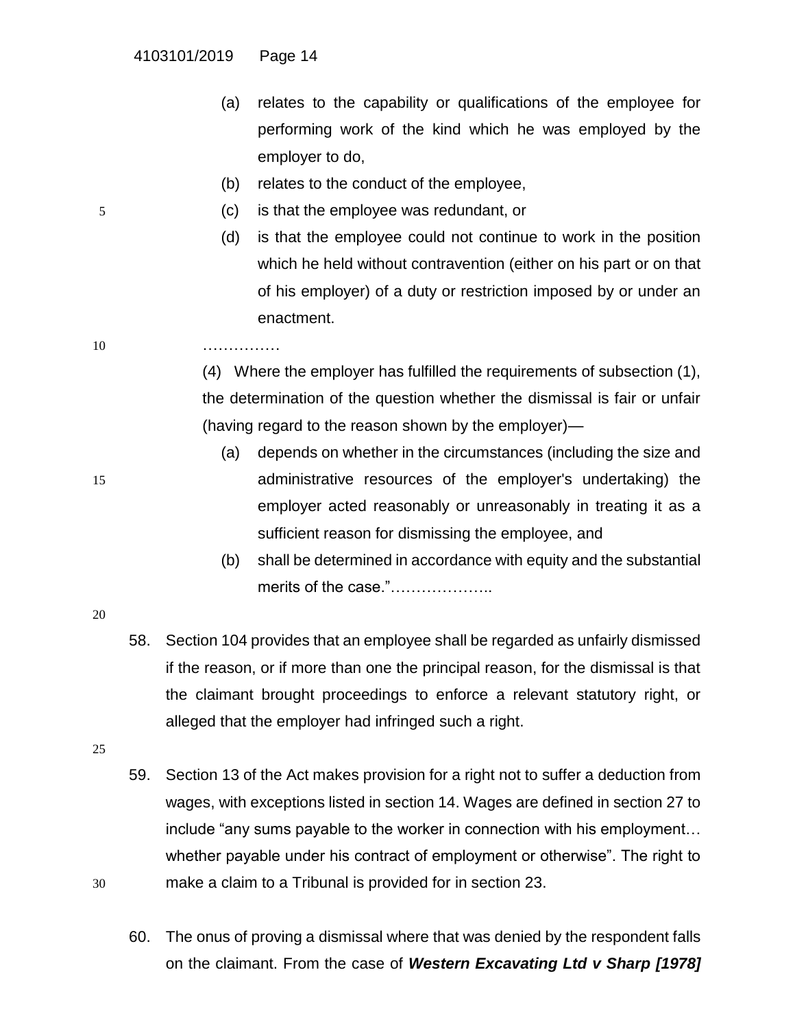(a) relates to the capability or qualifications of the employee for performing work of the kind which he was employed by the employer to do,

(b) relates to the conduct of the employee,

(c) is that the employee was redundant, or

(d) is that the employee could not continue to work in the position which he held without contravention (either on his part or on that of his employer) of a duty or restriction imposed by or under an enactment.

……………

(4) Where the employer has fulfilled the requirements of subsection (1), the determination of the question whether the dismissal is fair or unfair (having regard to the reason shown by the employer)—

(a) depends on whether in the circumstances (including the size and administrative resources of the employer's undertaking) the employer acted reasonably or unreasonably in treating it as a sufficient reason for dismissing the employee, and

(b) shall be determined in accordance with equity and the substantial merits of the case."………………..

58. Section 104 provides that an employee shall be regarded as unfairly dismissed if the reason, or if more than one the principal reason, for the dismissal is that the claimant brought proceedings to enforce a relevant statutory right, or alleged that the employer had infringed such a right.

59. Section 13 of the Act makes provision for a right not to suffer a deduction from wages, with exceptions listed in section 14. Wages are defined in section 27 to include "any sums payable to the worker in connection with his employment… whether payable under his contract of employment or otherwise". The right to make a claim to a Tribunal is provided for in section 23.

60. The onus of proving a dismissal where that was denied by the respondent falls on the claimant. From the case of ***Western Excavating Ltd v Sharp [1978]***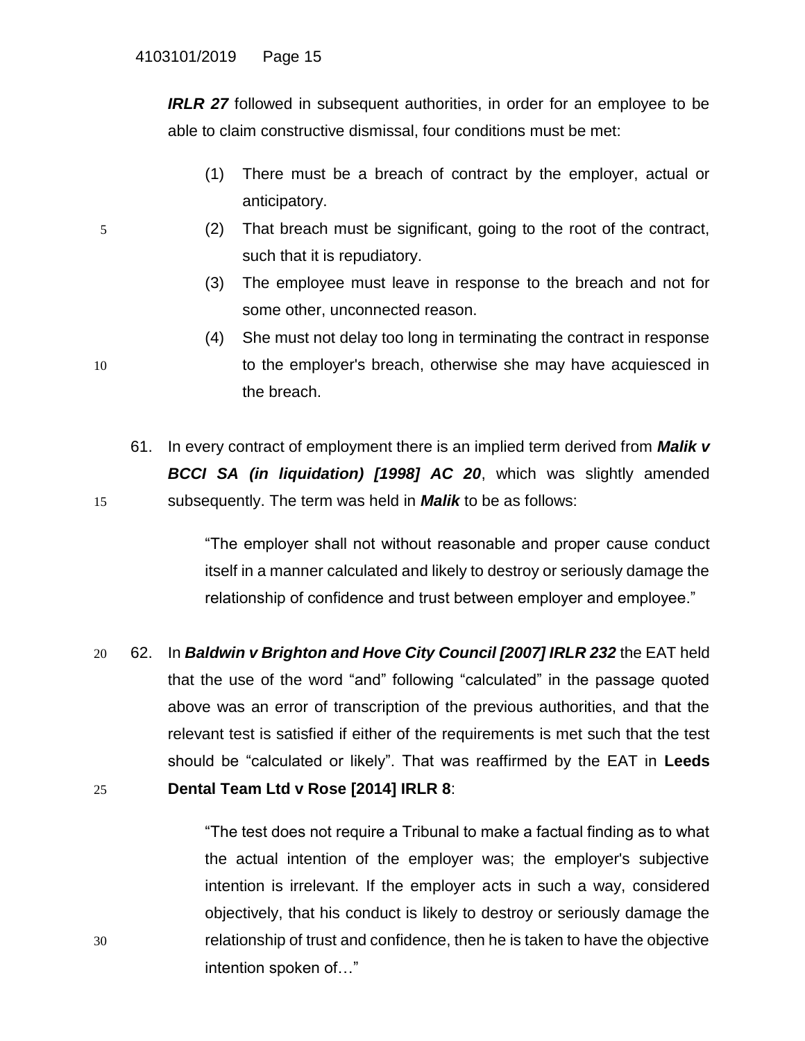***IRLR 27*** followed in subsequent authorities, in order for an employee to be able to claim constructive dismissal, four conditions must be met:

(1) There must be a breach of contract by the employer, actual or anticipatory.

(2) That breach must be significant, going to the root of the contract, such that it is repudiatory.

(3) The employee must leave in response to the breach and not for some other, unconnected reason.

(4) She must not delay too long in terminating the contract in response to the employer's breach, otherwise she may have acquiesced in the breach.

61. In every contract of employment there is an implied term derived from ***Malik v BCCI SA (in liquidation) [1998] AC 20***, which was slightly amended subsequently. The term was held in ***Malik*** to be as follows:

> "The employer shall not without reasonable and proper cause conduct itself in a manner calculated and likely to destroy or seriously damage the relationship of confidence and trust between employer and employee."

62. In ***Baldwin v Brighton and Hove City Council [2007] IRLR 232*** the EAT held that the use of the word "and" following "calculated" in the passage quoted above was an error of transcription of the previous authorities, and that the relevant test is satisfied if either of the requirements is met such that the test should be "calculated or likely". That was reaffirmed by the EAT in **Leeds Dental Team Ltd v Rose [2014] IRLR 8**:

> "The test does not require a Tribunal to make a factual finding as to what the actual intention of the employer was; the employer's subjective intention is irrelevant. If the employer acts in such a way, considered objectively, that his conduct is likely to destroy or seriously damage the relationship of trust and confidence, then he is taken to have the objective intention spoken of…"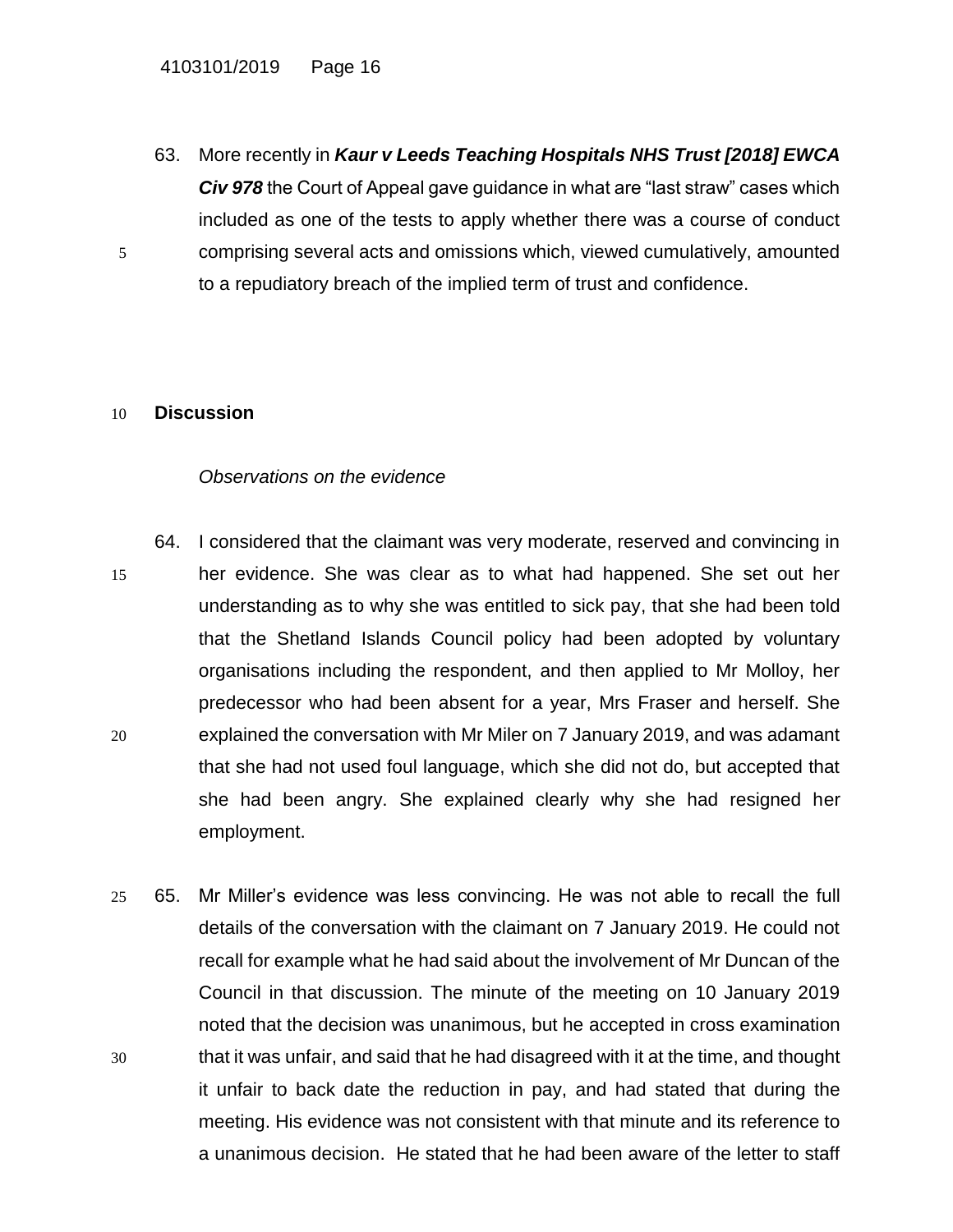63. More recently in ***Kaur v Leeds Teaching Hospitals NHS Trust [2018] EWCA Civ 978*** the Court of Appeal gave guidance in what are "last straw" cases which included as one of the tests to apply whether there was a course of conduct comprising several acts and omissions which, viewed cumulatively, amounted to a repudiatory breach of the implied term of trust and confidence.

## Discussion

*Observations on the evidence*

64. I considered that the claimant was very moderate, reserved and convincing in her evidence. She was clear as to what had happened. She set out her understanding as to why she was entitled to sick pay, that she had been told that the Shetland Islands Council policy had been adopted by voluntary organisations including the respondent, and then applied to Mr Molloy, her predecessor who had been absent for a year, Mrs Fraser and herself. She explained the conversation with Mr Miler on 7 January 2019, and was adamant that she had not used foul language, which she did not do, but accepted that she had been angry. She explained clearly why she had resigned her employment.

65. Mr Miller's evidence was less convincing. He was not able to recall the full details of the conversation with the claimant on 7 January 2019. He could not recall for example what he had said about the involvement of Mr Duncan of the Council in that discussion. The minute of the meeting on 10 January 2019 noted that the decision was unanimous, but he accepted in cross examination that it was unfair, and said that he had disagreed with it at the time, and thought it unfair to back date the reduction in pay, and had stated that during the meeting. His evidence was not consistent with that minute and its reference to a unanimous decision. He stated that he had been aware of the letter to staff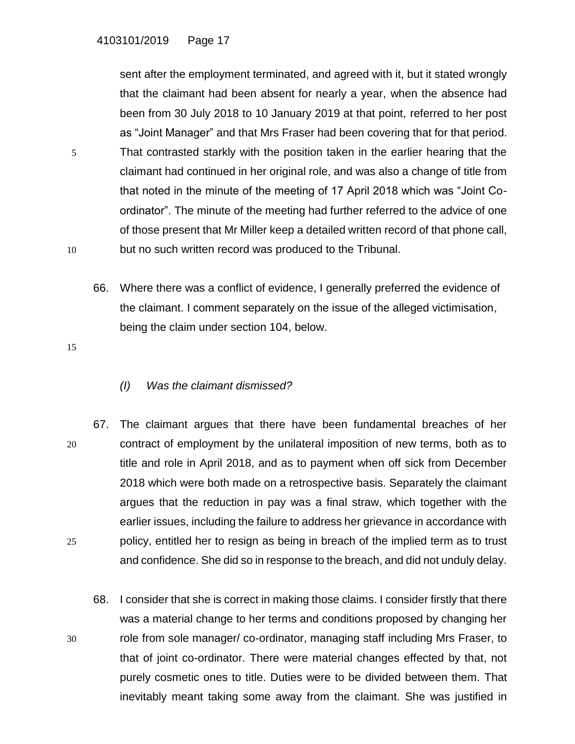sent after the employment terminated, and agreed with it, but it stated wrongly that the claimant had been absent for nearly a year, when the absence had been from 30 July 2018 to 10 January 2019 at that point, referred to her post as "Joint Manager" and that Mrs Fraser had been covering that for that period. That contrasted starkly with the position taken in the earlier hearing that the claimant had continued in her original role, and was also a change of title from that noted in the minute of the meeting of 17 April 2018 which was "Joint Co-ordinator". The minute of the meeting had further referred to the advice of one of those present that Mr Miller keep a detailed written record of that phone call, but no such written record was produced to the Tribunal.

66. Where there was a conflict of evidence, I generally preferred the evidence of the claimant. I comment separately on the issue of the alleged victimisation, being the claim under section 104, below.

*(I) Was the claimant dismissed?*

67. The claimant argues that there have been fundamental breaches of her contract of employment by the unilateral imposition of new terms, both as to title and role in April 2018, and as to payment when off sick from December 2018 which were both made on a retrospective basis. Separately the claimant argues that the reduction in pay was a final straw, which together with the earlier issues, including the failure to address her grievance in accordance with policy, entitled her to resign as being in breach of the implied term as to trust and confidence. She did so in response to the breach, and did not unduly delay.

68. I consider that she is correct in making those claims. I consider firstly that there was a material change to her terms and conditions proposed by changing her role from sole manager/ co-ordinator, managing staff including Mrs Fraser, to that of joint co-ordinator. There were material changes effected by that, not purely cosmetic ones to title. Duties were to be divided between them. That inevitably meant taking some away from the claimant. She was justified in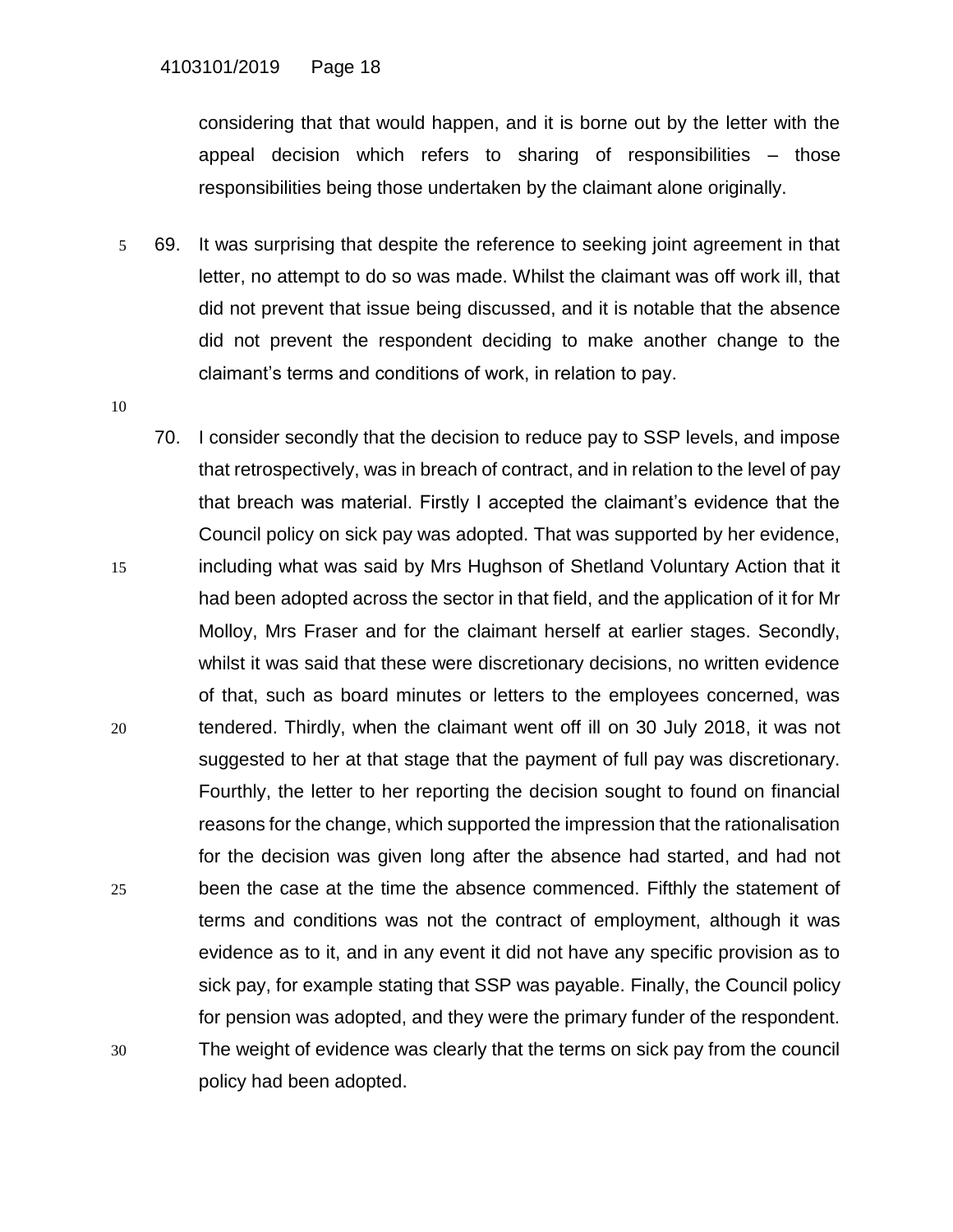considering that that would happen, and it is borne out by the letter with the appeal decision which refers to sharing of responsibilities – those responsibilities being those undertaken by the claimant alone originally.

69. It was surprising that despite the reference to seeking joint agreement in that letter, no attempt to do so was made. Whilst the claimant was off work ill, that did not prevent that issue being discussed, and it is notable that the absence did not prevent the respondent deciding to make another change to the claimant's terms and conditions of work, in relation to pay.

70. I consider secondly that the decision to reduce pay to SSP levels, and impose that retrospectively, was in breach of contract, and in relation to the level of pay that breach was material. Firstly I accepted the claimant's evidence that the Council policy on sick pay was adopted. That was supported by her evidence, including what was said by Mrs Hughson of Shetland Voluntary Action that it had been adopted across the sector in that field, and the application of it for Mr Molloy, Mrs Fraser and for the claimant herself at earlier stages. Secondly, whilst it was said that these were discretionary decisions, no written evidence of that, such as board minutes or letters to the employees concerned, was tendered. Thirdly, when the claimant went off ill on 30 July 2018, it was not suggested to her at that stage that the payment of full pay was discretionary. Fourthly, the letter to her reporting the decision sought to found on financial reasons for the change, which supported the impression that the rationalisation for the decision was given long after the absence had started, and had not been the case at the time the absence commenced. Fifthly the statement of terms and conditions was not the contract of employment, although it was evidence as to it, and in any event it did not have any specific provision as to sick pay, for example stating that SSP was payable. Finally, the Council policy for pension was adopted, and they were the primary funder of the respondent. The weight of evidence was clearly that the terms on sick pay from the council policy had been adopted.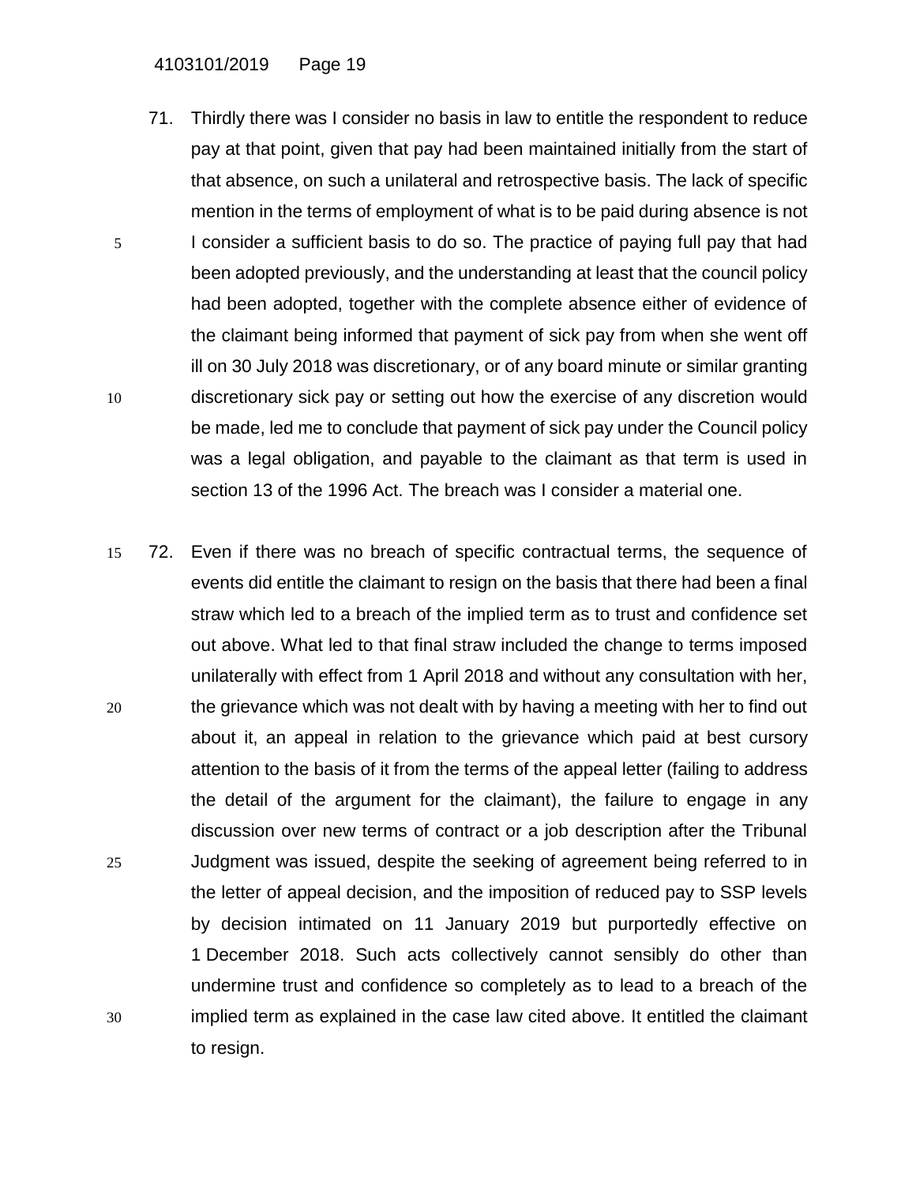71. Thirdly there was I consider no basis in law to entitle the respondent to reduce pay at that point, given that pay had been maintained initially from the start of that absence, on such a unilateral and retrospective basis. The lack of specific mention in the terms of employment of what is to be paid during absence is not I consider a sufficient basis to do so. The practice of paying full pay that had been adopted previously, and the understanding at least that the council policy had been adopted, together with the complete absence either of evidence of the claimant being informed that payment of sick pay from when she went off ill on 30 July 2018 was discretionary, or of any board minute or similar granting discretionary sick pay or setting out how the exercise of any discretion would be made, led me to conclude that payment of sick pay under the Council policy was a legal obligation, and payable to the claimant as that term is used in section 13 of the 1996 Act. The breach was I consider a material one.

72. Even if there was no breach of specific contractual terms, the sequence of events did entitle the claimant to resign on the basis that there had been a final straw which led to a breach of the implied term as to trust and confidence set out above. What led to that final straw included the change to terms imposed unilaterally with effect from 1 April 2018 and without any consultation with her, the grievance which was not dealt with by having a meeting with her to find out about it, an appeal in relation to the grievance which paid at best cursory attention to the basis of it from the terms of the appeal letter (failing to address the detail of the argument for the claimant), the failure to engage in any discussion over new terms of contract or a job description after the Tribunal Judgment was issued, despite the seeking of agreement being referred to in the letter of appeal decision, and the imposition of reduced pay to SSP levels by decision intimated on 11 January 2019 but purportedly effective on 1 December 2018. Such acts collectively cannot sensibly do other than undermine trust and confidence so completely as to lead to a breach of the implied term as explained in the case law cited above. It entitled the claimant to resign.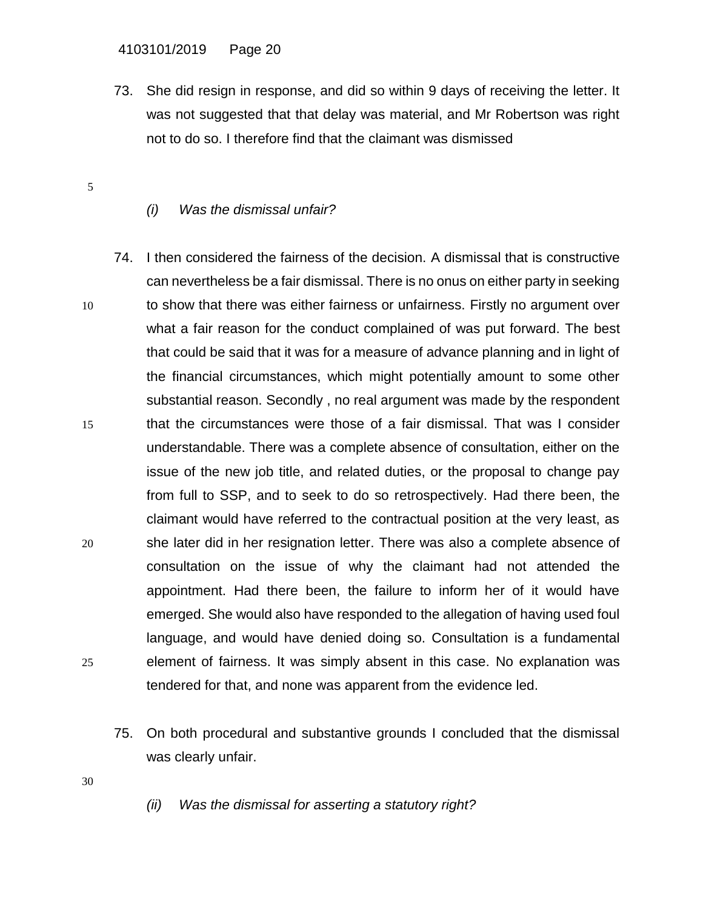73. She did resign in response, and did so within 9 days of receiving the letter. It was not suggested that that delay was material, and Mr Robertson was right not to do so. I therefore find that the claimant was dismissed

*(i) Was the dismissal unfair?*

74. I then considered the fairness of the decision. A dismissal that is constructive can nevertheless be a fair dismissal. There is no onus on either party in seeking to show that there was either fairness or unfairness. Firstly no argument over what a fair reason for the conduct complained of was put forward. The best that could be said that it was for a measure of advance planning and in light of the financial circumstances, which might potentially amount to some other substantial reason. Secondly , no real argument was made by the respondent that the circumstances were those of a fair dismissal. That was I consider understandable. There was a complete absence of consultation, either on the issue of the new job title, and related duties, or the proposal to change pay from full to SSP, and to seek to do so retrospectively. Had there been, the claimant would have referred to the contractual position at the very least, as she later did in her resignation letter. There was also a complete absence of consultation on the issue of why the claimant had not attended the appointment. Had there been, the failure to inform her of it would have emerged. She would also have responded to the allegation of having used foul language, and would have denied doing so. Consultation is a fundamental element of fairness. It was simply absent in this case. No explanation was tendered for that, and none was apparent from the evidence led.

75. On both procedural and substantive grounds I concluded that the dismissal was clearly unfair.

*(ii) Was the dismissal for asserting a statutory right?*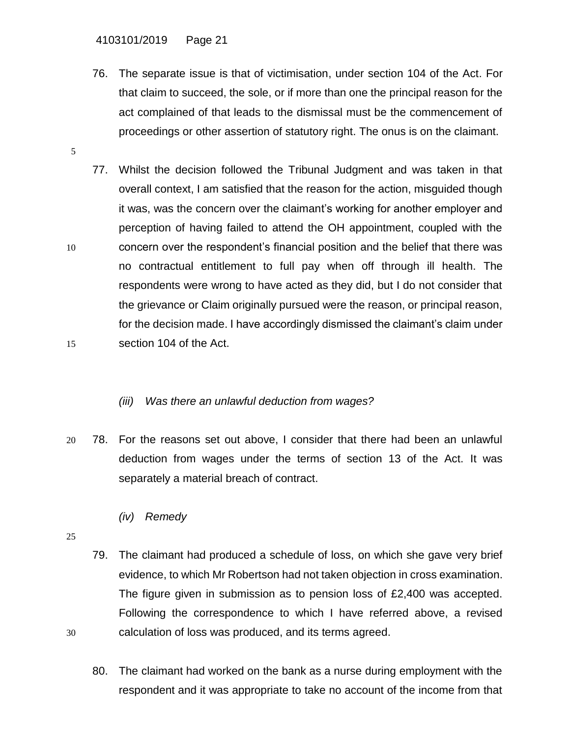76. The separate issue is that of victimisation, under section 104 of the Act. For that claim to succeed, the sole, or if more than one the principal reason for the act complained of that leads to the dismissal must be the commencement of proceedings or other assertion of statutory right. The onus is on the claimant.

77. Whilst the decision followed the Tribunal Judgment and was taken in that overall context, I am satisfied that the reason for the action, misguided though it was, was the concern over the claimant's working for another employer and perception of having failed to attend the OH appointment, coupled with the concern over the respondent's financial position and the belief that there was no contractual entitlement to full pay when off through ill health. The respondents were wrong to have acted as they did, but I do not consider that the grievance or Claim originally pursued were the reason, or principal reason, for the decision made. I have accordingly dismissed the claimant's claim under section 104 of the Act.

*(iii) Was there an unlawful deduction from wages?*

78. For the reasons set out above, I consider that there had been an unlawful deduction from wages under the terms of section 13 of the Act. It was separately a material breach of contract.

*(iv) Remedy*

79. The claimant had produced a schedule of loss, on which she gave very brief evidence, to which Mr Robertson had not taken objection in cross examination. The figure given in submission as to pension loss of £2,400 was accepted. Following the correspondence to which I have referred above, a revised calculation of loss was produced, and its terms agreed.

80. The claimant had worked on the bank as a nurse during employment with the respondent and it was appropriate to take no account of the income from that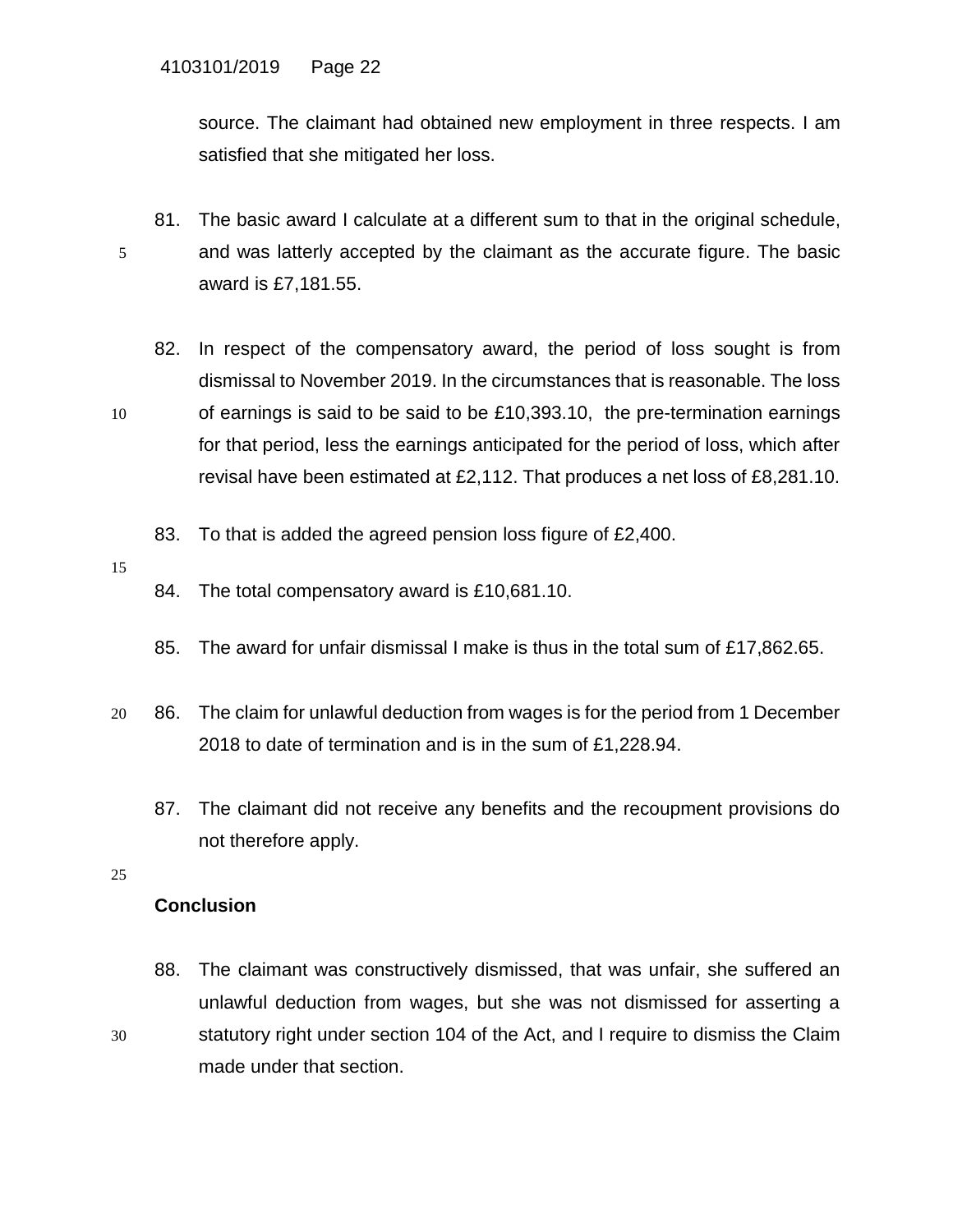source. The claimant had obtained new employment in three respects. I am satisfied that she mitigated her loss.

81. The basic award I calculate at a different sum to that in the original schedule, and was latterly accepted by the claimant as the accurate figure. The basic award is £7,181.55.

82. In respect of the compensatory award, the period of loss sought is from dismissal to November 2019. In the circumstances that is reasonable. The loss of earnings is said to be said to be £10,393.10, the pre-termination earnings for that period, less the earnings anticipated for the period of loss, which after revisal have been estimated at £2,112. That produces a net loss of £8,281.10.

83. To that is added the agreed pension loss figure of £2,400.

84. The total compensatory award is £10,681.10.

85. The award for unfair dismissal I make is thus in the total sum of £17,862.65.

86. The claim for unlawful deduction from wages is for the period from 1 December 2018 to date of termination and is in the sum of £1,228.94.

87. The claimant did not receive any benefits and the recoupment provisions do not therefore apply.

## Conclusion

88. The claimant was constructively dismissed, that was unfair, she suffered an unlawful deduction from wages, but she was not dismissed for asserting a statutory right under section 104 of the Act, and I require to dismiss the Claim made under that section.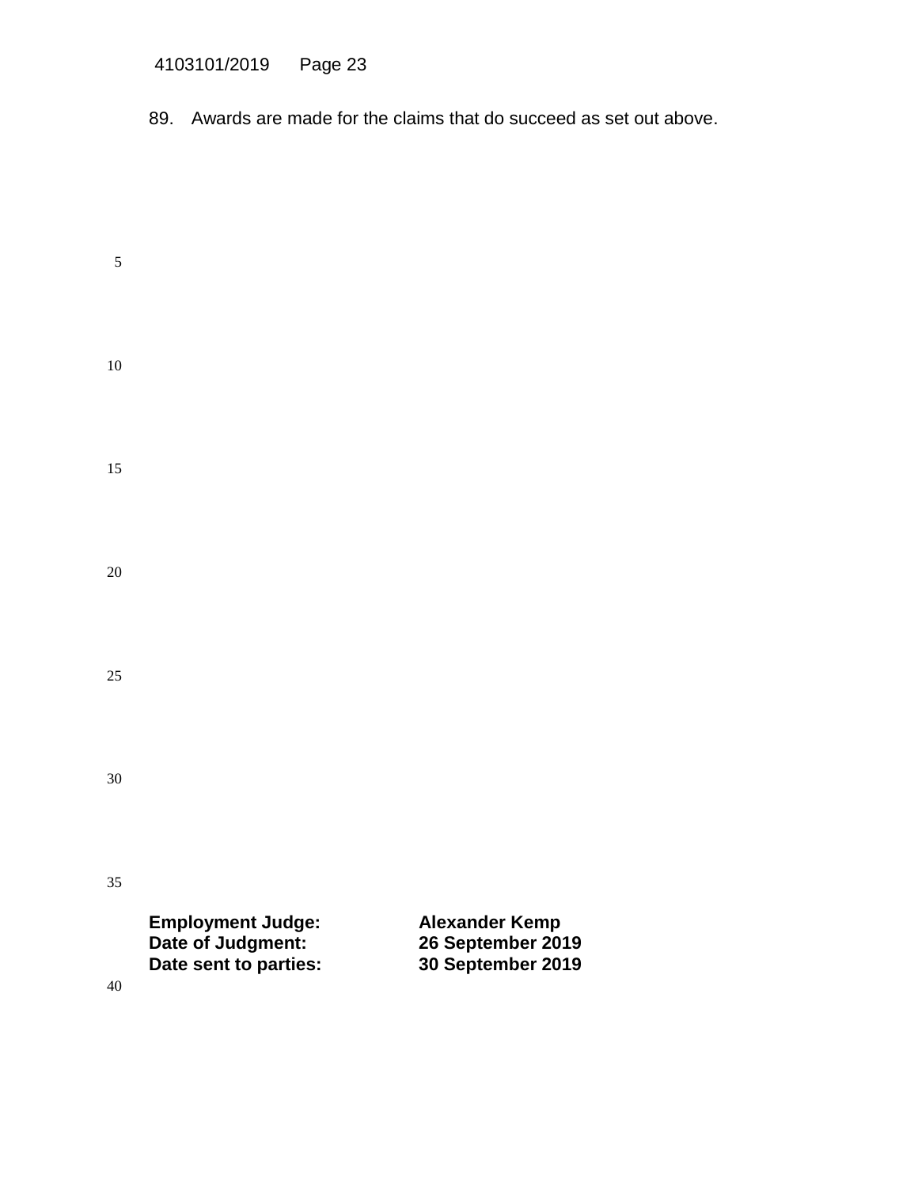89. Awards are made for the claims that do succeed as set out above.

**Employment Judge:** **Alexander Kemp**
**Date of Judgment:** **26 September 2019**
**Date sent to parties:** **30 September 2019**